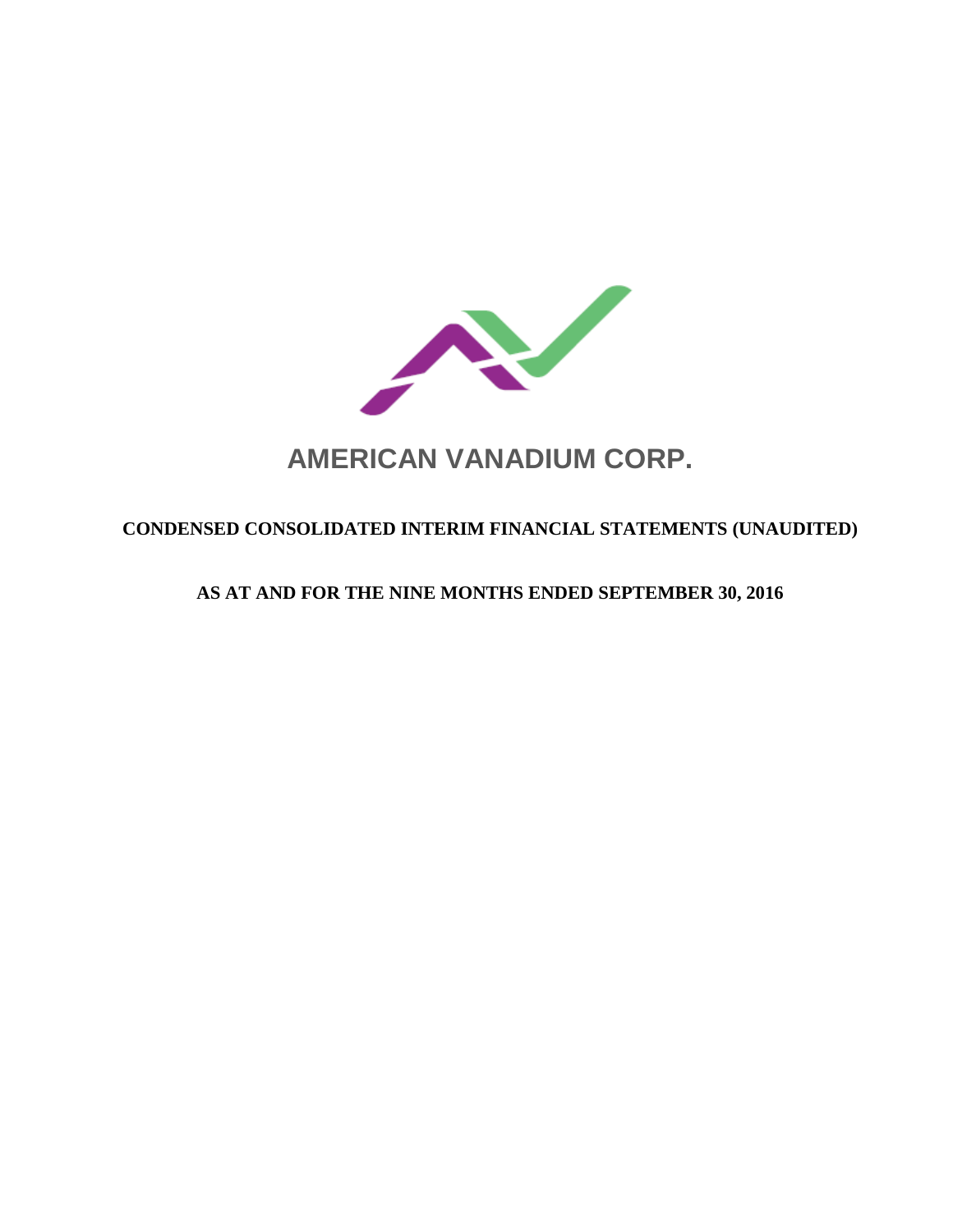# AMERICAN VANADIUM CORP.

## CONDENSED CONSOLIDATED INTERIM FINANCIAL STATEMENTS (UNAUDITED)

## AS AT AND FOR THE NINE MONTHS ENDED SEPTEMBER 30, 2016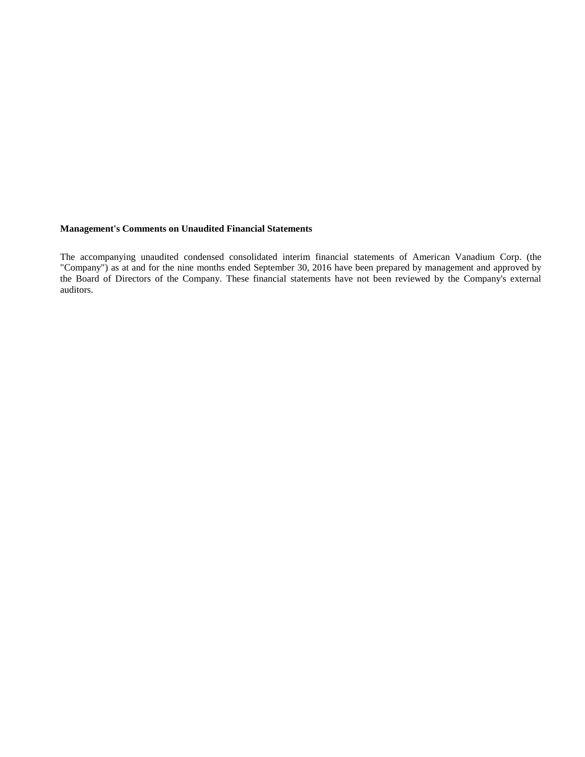**Management's Comments on Unaudited Financial Statements**

The accompanying unaudited condensed consolidated interim financial statements of American Vanadium Corp. (the "Company") as at and for the nine months ended September 30, 2016 have been prepared by management and approved by the Board of Directors of the Company. These financial statements have not been reviewed by the Company's external auditors.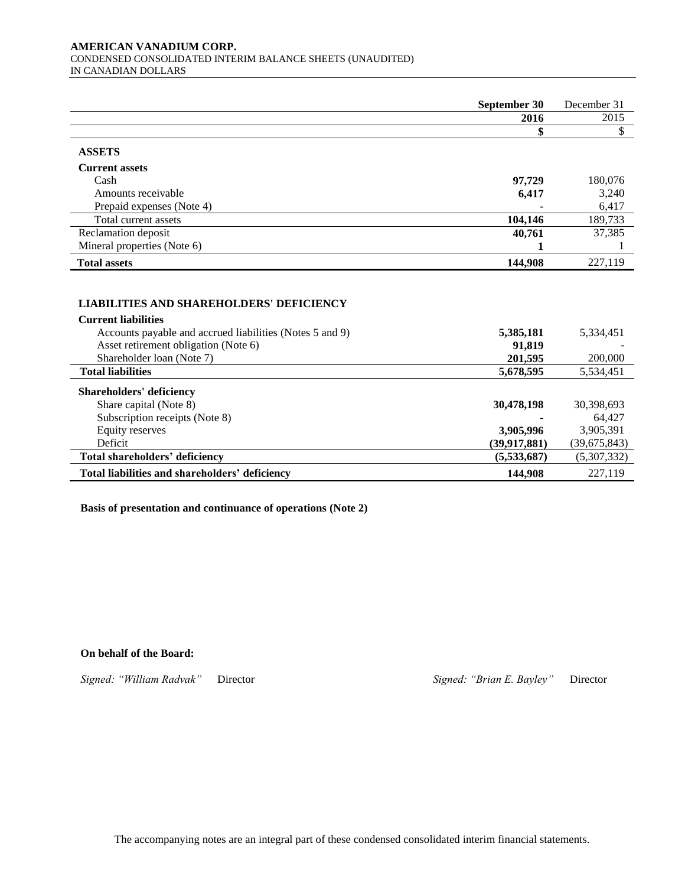**AMERICAN VANADIUM CORP.**
CONDENSED CONSOLIDATED INTERIM BALANCE SHEETS (UNAUDITED)
IN CANADIAN DOLLARS

| | **September 30 2016** | December 31 2015 |
|---|---|---|
| | **$** | $ |
| **ASSETS** | | |
| **Current assets** | | |
| Cash | **97,729** | 180,076 |
| Amounts receivable | **6,417** | 3,240 |
| Prepaid expenses (Note 4) | **-** | 6,417 |
| Total current assets | **104,146** | 189,733 |
| Reclamation deposit | **40,761** | 37,385 |
| Mineral properties (Note 6) | **1** | 1 |
| **Total assets** | **144,908** | 227,119 |
| | | |
| **LIABILITIES AND SHAREHOLDERS' DEFICIENCY** | | |
| **Current liabilities** | | |
| Accounts payable and accrued liabilities (Notes 5 and 9) | **5,385,181** | 5,334,451 |
| Asset retirement obligation (Note 6) | **91,819** | - |
| Shareholder loan (Note 7) | **201,595** | 200,000 |
| **Total liabilities** | **5,678,595** | 5,534,451 |
| **Shareholders' deficiency** | | |
| Share capital (Note 8) | **30,478,198** | 30,398,693 |
| Subscription receipts (Note 8) | **-** | 64,427 |
| Equity reserves | **3,905,996** | 3,905,391 |
| Deficit | **(39,917,881)** | (39,675,843) |
| **Total shareholders' deficiency** | **(5,533,687)** | (5,307,332) |
| **Total liabilities and shareholders' deficiency** | **144,908** | 227,119 |

**Basis of presentation and continuance of operations (Note 2)**

**On behalf of the Board:**

*Signed: "William Radvak"* Director

*Signed: "Brian E. Bayley"* Director

The accompanying notes are an integral part of these condensed consolidated interim financial statements.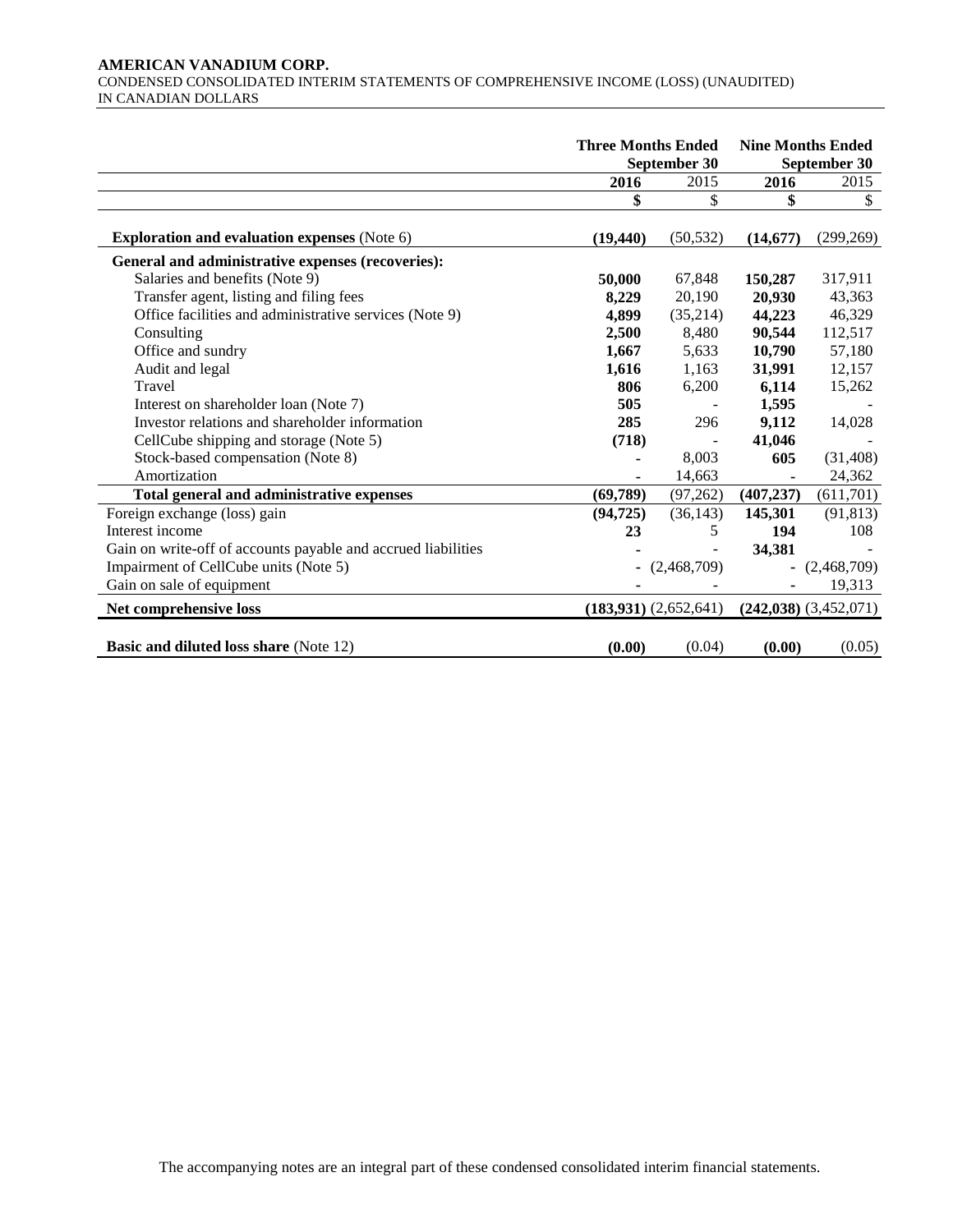**AMERICAN VANADIUM CORP.**
CONDENSED CONSOLIDATED INTERIM STATEMENTS OF COMPREHENSIVE INCOME (LOSS) (UNAUDITED)
IN CANADIAN DOLLARS

| | Three Months Ended September 30 | | Nine Months Ended September 30 | |
|---|---|---|---|---|
| | **2016** | 2015 | **2016** | 2015 |
| | **$** | $ | **$** | $ |
| **Exploration and evaluation expenses** (Note 6) | **(19,440)** | (50,532) | **(14,677)** | (299,269) |
| **General and administrative expenses (recoveries):** | | | | |
| Salaries and benefits (Note 9) | **50,000** | 67,848 | **150,287** | 317,911 |
| Transfer agent, listing and filing fees | **8,229** | 20,190 | **20,930** | 43,363 |
| Office facilities and administrative services (Note 9) | **4,899** | (35,214) | **44,223** | 46,329 |
| Consulting | **2,500** | 8,480 | **90,544** | 112,517 |
| Office and sundry | **1,667** | 5,633 | **10,790** | 57,180 |
| Audit and legal | **1,616** | 1,163 | **31,991** | 12,157 |
| Travel | **806** | 6,200 | **6,114** | 15,262 |
| Interest on shareholder loan (Note 7) | **505** | - | **1,595** | - |
| Investor relations and shareholder information | **285** | 296 | **9,112** | 14,028 |
| CellCube shipping and storage (Note 5) | **(718)** | - | **41,046** | - |
| Stock-based compensation (Note 8) | **-** | 8,003 | **605** | (31,408) |
| Amortization | **-** | 14,663 | **-** | 24,362 |
| **Total general and administrative expenses** | **(69,789)** | (97,262) | **(407,237)** | (611,701) |
| Foreign exchange (loss) gain | **(94,725)** | (36,143) | **145,301** | (91,813) |
| Interest income | **23** | 5 | **194** | 108 |
| Gain on write-off of accounts payable and accrued liabilities | **-** | - | **34,381** | - |
| Impairment of CellCube units (Note 5) | **-** | (2,468,709) | **-** | (2,468,709) |
| Gain on sale of equipment | **-** | - | **-** | 19,313 |
| **Net comprehensive loss** | **(183,931)** | (2,652,641) | **(242,038)** | (3,452,071) |
| **Basic and diluted loss share** (Note 12) | **(0.00)** | (0.04) | **(0.00)** | (0.05) |

The accompanying notes are an integral part of these condensed consolidated interim financial statements.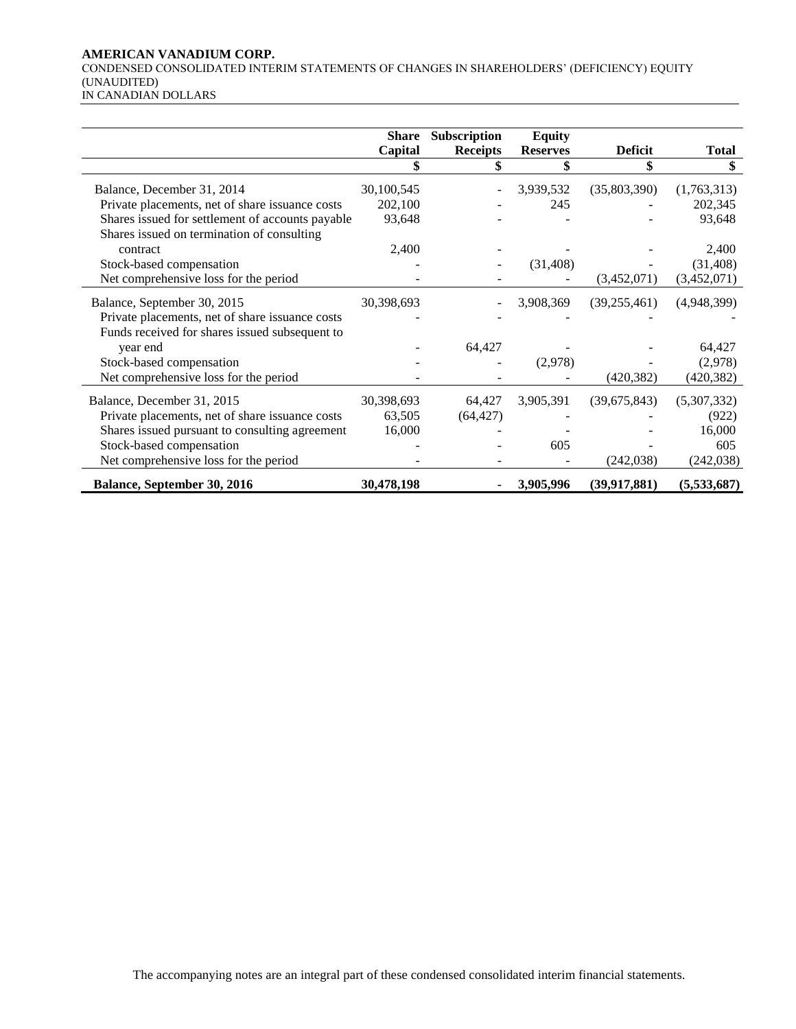**AMERICAN VANADIUM CORP.**
CONDENSED CONSOLIDATED INTERIM STATEMENTS OF CHANGES IN SHAREHOLDERS' (DEFICIENCY) EQUITY
(UNAUDITED)
IN CANADIAN DOLLARS

| | Share Capital | Subscription Receipts | Equity Reserves | Deficit | Total |
|---|---|---|---|---|---|
| | $ | $ | $ | $ | $ |
| Balance, December 31, 2014 | 30,100,545 | - | 3,939,532 | (35,803,390) | (1,763,313) |
| Private placements, net of share issuance costs | 202,100 | - | 245 | - | 202,345 |
| Shares issued for settlement of accounts payable | 93,648 | - | - | - | 93,648 |
| Shares issued on termination of consulting contract | 2,400 | - | - | - | 2,400 |
| Stock-based compensation | - | - | (31,408) | - | (31,408) |
| Net comprehensive loss for the period | - | - | - | (3,452,071) | (3,452,071) |
| Balance, September 30, 2015 | 30,398,693 | - | 3,908,369 | (39,255,461) | (4,948,399) |
| Private placements, net of share issuance costs | - | - | - | - | - |
| Funds received for shares issued subsequent to year end | - | 64,427 | - | - | 64,427 |
| Stock-based compensation | - | - | (2,978) | - | (2,978) |
| Net comprehensive loss for the period | - | - | - | (420,382) | (420,382) |
| Balance, December 31, 2015 | 30,398,693 | 64,427 | 3,905,391 | (39,675,843) | (5,307,332) |
| Private placements, net of share issuance costs | 63,505 | (64,427) | - | - | (922) |
| Shares issued pursuant to consulting agreement | 16,000 | - | - | - | 16,000 |
| Stock-based compensation | - | - | 605 | - | 605 |
| Net comprehensive loss for the period | - | - | - | (242,038) | (242,038) |
| **Balance, September 30, 2016** | **30,478,198** | **-** | **3,905,996** | **(39,917,881)** | **(5,533,687)** |

The accompanying notes are an integral part of these condensed consolidated interim financial statements.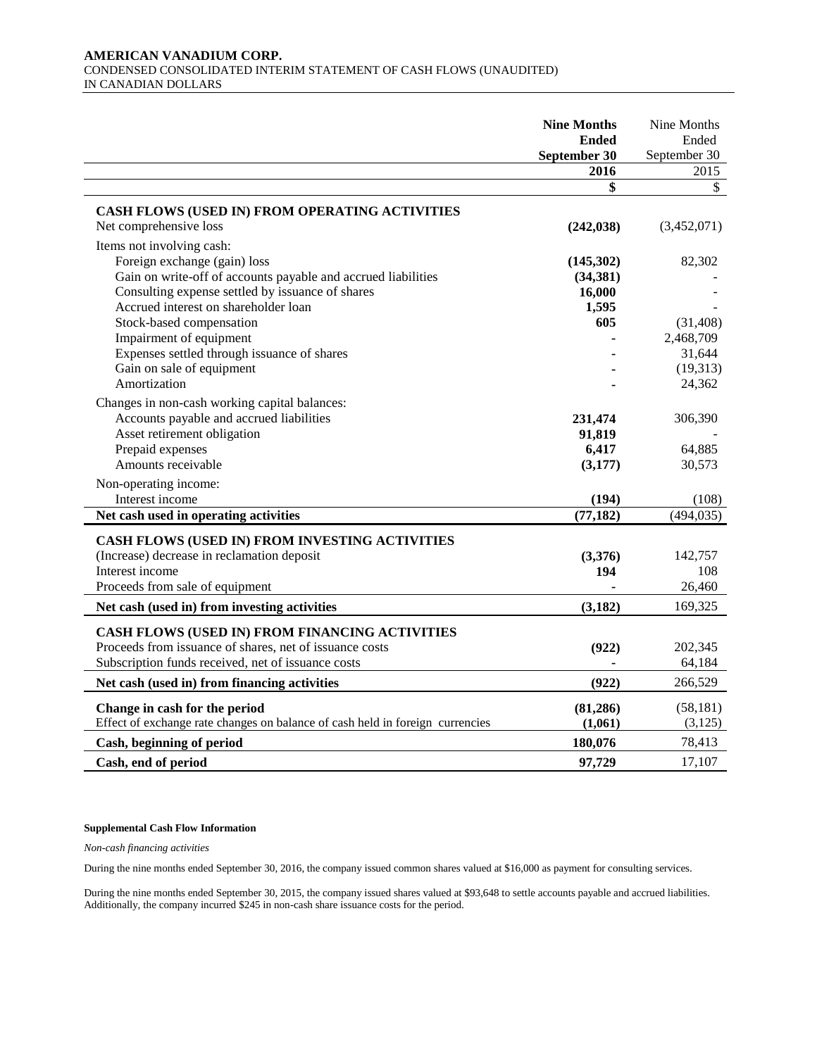**AMERICAN VANADIUM CORP.**
CONDENSED CONSOLIDATED INTERIM STATEMENT OF CASH FLOWS (UNAUDITED)
IN CANADIAN DOLLARS

| | **Nine Months Ended September 30 2016** | Nine Months Ended September 30 2015 |
|---|---|---|
| | **$** | $ |
| **CASH FLOWS (USED IN) FROM OPERATING ACTIVITIES** | | |
| Net comprehensive loss | **(242,038)** | (3,452,071) |
| Items not involving cash: | | |
| Foreign exchange (gain) loss | **(145,302)** | 82,302 |
| Gain on write-off of accounts payable and accrued liabilities | **(34,381)** | - |
| Consulting expense settled by issuance of shares | **16,000** | - |
| Accrued interest on shareholder loan | **1,595** | - |
| Stock-based compensation | **605** | (31,408) |
| Impairment of equipment | **-** | 2,468,709 |
| Expenses settled through issuance of shares | **-** | 31,644 |
| Gain on sale of equipment | **-** | (19,313) |
| Amortization | **-** | 24,362 |
| Changes in non-cash working capital balances: | | |
| Accounts payable and accrued liabilities | **231,474** | 306,390 |
| Asset retirement obligation | **91,819** | - |
| Prepaid expenses | **6,417** | 64,885 |
| Amounts receivable | **(3,177)** | 30,573 |
| Non-operating income: | | |
| Interest income | **(194)** | (108) |
| **Net cash used in operating activities** | **(77,182)** | (494,035) |
| **CASH FLOWS (USED IN) FROM INVESTING ACTIVITIES** | | |
| (Increase) decrease in reclamation deposit | **(3,376)** | 142,757 |
| Interest income | **194** | 108 |
| Proceeds from sale of equipment | **-** | 26,460 |
| **Net cash (used in) from investing activities** | **(3,182)** | 169,325 |
| **CASH FLOWS (USED IN) FROM FINANCING ACTIVITIES** | | |
| Proceeds from issuance of shares, net of issuance costs | **(922)** | 202,345 |
| Subscription funds received, net of issuance costs | **-** | 64,184 |
| **Net cash (used in) from financing activities** | **(922)** | 266,529 |
| **Change in cash for the period** | **(81,286)** | (58,181) |
| Effect of exchange rate changes on balance of cash held in foreign currencies | **(1,061)** | (3,125) |
| **Cash, beginning of period** | **180,076** | 78,413 |
| **Cash, end of period** | **97,729** | 17,107 |

**Supplemental Cash Flow Information**

*Non-cash financing activities*

During the nine months ended September 30, 2016, the company issued common shares valued at $16,000 as payment for consulting services.

During the nine months ended September 30, 2015, the company issued shares valued at $93,648 to settle accounts payable and accrued liabilities. Additionally, the company incurred $245 in non-cash share issuance costs for the period.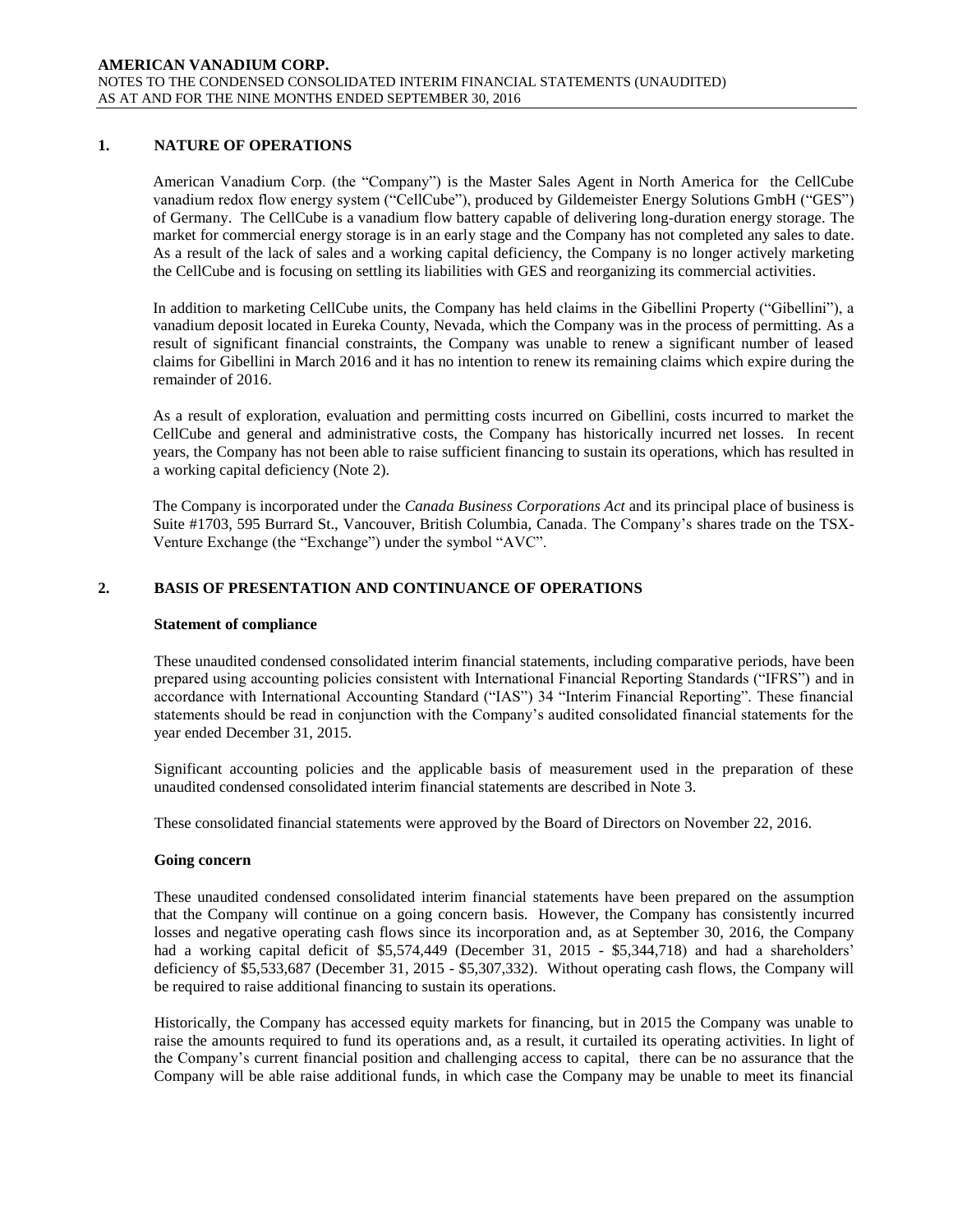## 1. NATURE OF OPERATIONS

American Vanadium Corp. (the "Company") is the Master Sales Agent in North America for the CellCube vanadium redox flow energy system ("CellCube"), produced by Gildemeister Energy Solutions GmbH ("GES") of Germany. The CellCube is a vanadium flow battery capable of delivering long-duration energy storage. The market for commercial energy storage is in an early stage and the Company has not completed any sales to date. As a result of the lack of sales and a working capital deficiency, the Company is no longer actively marketing the CellCube and is focusing on settling its liabilities with GES and reorganizing its commercial activities.

In addition to marketing CellCube units, the Company has held claims in the Gibellini Property ("Gibellini"), a vanadium deposit located in Eureka County, Nevada, which the Company was in the process of permitting. As a result of significant financial constraints, the Company was unable to renew a significant number of leased claims for Gibellini in March 2016 and it has no intention to renew its remaining claims which expire during the remainder of 2016.

As a result of exploration, evaluation and permitting costs incurred on Gibellini, costs incurred to market the CellCube and general and administrative costs, the Company has historically incurred net losses. In recent years, the Company has not been able to raise sufficient financing to sustain its operations, which has resulted in a working capital deficiency (Note 2).

The Company is incorporated under the *Canada Business Corporations Act* and its principal place of business is Suite #1703, 595 Burrard St., Vancouver, British Columbia, Canada. The Company's shares trade on the TSX-Venture Exchange (the "Exchange") under the symbol "AVC".

## 2. BASIS OF PRESENTATION AND CONTINUANCE OF OPERATIONS

### Statement of compliance

These unaudited condensed consolidated interim financial statements, including comparative periods, have been prepared using accounting policies consistent with International Financial Reporting Standards ("IFRS") and in accordance with International Accounting Standard ("IAS") 34 "Interim Financial Reporting". These financial statements should be read in conjunction with the Company's audited consolidated financial statements for the year ended December 31, 2015.

Significant accounting policies and the applicable basis of measurement used in the preparation of these unaudited condensed consolidated interim financial statements are described in Note 3.

These consolidated financial statements were approved by the Board of Directors on November 22, 2016.

### Going concern

These unaudited condensed consolidated interim financial statements have been prepared on the assumption that the Company will continue on a going concern basis. However, the Company has consistently incurred losses and negative operating cash flows since its incorporation and, as at September 30, 2016, the Company had a working capital deficit of $5,574,449 (December 31, 2015 - $5,344,718) and had a shareholders' deficiency of $5,533,687 (December 31, 2015 - $5,307,332). Without operating cash flows, the Company will be required to raise additional financing to sustain its operations.

Historically, the Company has accessed equity markets for financing, but in 2015 the Company was unable to raise the amounts required to fund its operations and, as a result, it curtailed its operating activities. In light of the Company's current financial position and challenging access to capital, there can be no assurance that the Company will be able raise additional funds, in which case the Company may be unable to meet its financial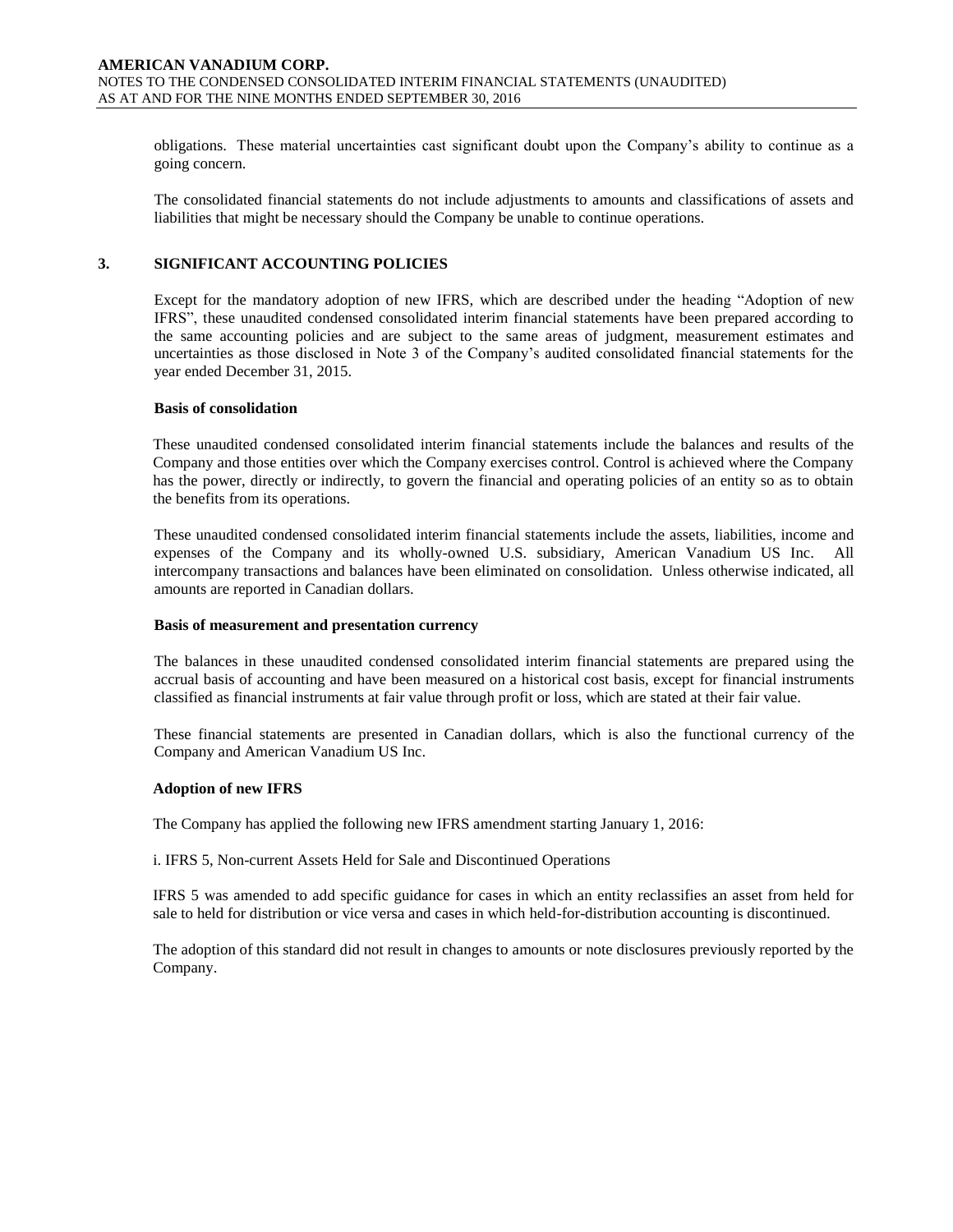obligations. These material uncertainties cast significant doubt upon the Company's ability to continue as a going concern.

The consolidated financial statements do not include adjustments to amounts and classifications of assets and liabilities that might be necessary should the Company be unable to continue operations.

## 3. SIGNIFICANT ACCOUNTING POLICIES

Except for the mandatory adoption of new IFRS, which are described under the heading "Adoption of new IFRS", these unaudited condensed consolidated interim financial statements have been prepared according to the same accounting policies and are subject to the same areas of judgment, measurement estimates and uncertainties as those disclosed in Note 3 of the Company's audited consolidated financial statements for the year ended December 31, 2015.

**Basis of consolidation**

These unaudited condensed consolidated interim financial statements include the balances and results of the Company and those entities over which the Company exercises control. Control is achieved where the Company has the power, directly or indirectly, to govern the financial and operating policies of an entity so as to obtain the benefits from its operations.

These unaudited condensed consolidated interim financial statements include the assets, liabilities, income and expenses of the Company and its wholly-owned U.S. subsidiary, American Vanadium US Inc. All intercompany transactions and balances have been eliminated on consolidation. Unless otherwise indicated, all amounts are reported in Canadian dollars.

**Basis of measurement and presentation currency**

The balances in these unaudited condensed consolidated interim financial statements are prepared using the accrual basis of accounting and have been measured on a historical cost basis, except for financial instruments classified as financial instruments at fair value through profit or loss, which are stated at their fair value.

These financial statements are presented in Canadian dollars, which is also the functional currency of the Company and American Vanadium US Inc.

**Adoption of new IFRS**

The Company has applied the following new IFRS amendment starting January 1, 2016:

i. IFRS 5, Non-current Assets Held for Sale and Discontinued Operations

IFRS 5 was amended to add specific guidance for cases in which an entity reclassifies an asset from held for sale to held for distribution or vice versa and cases in which held-for-distribution accounting is discontinued.

The adoption of this standard did not result in changes to amounts or note disclosures previously reported by the Company.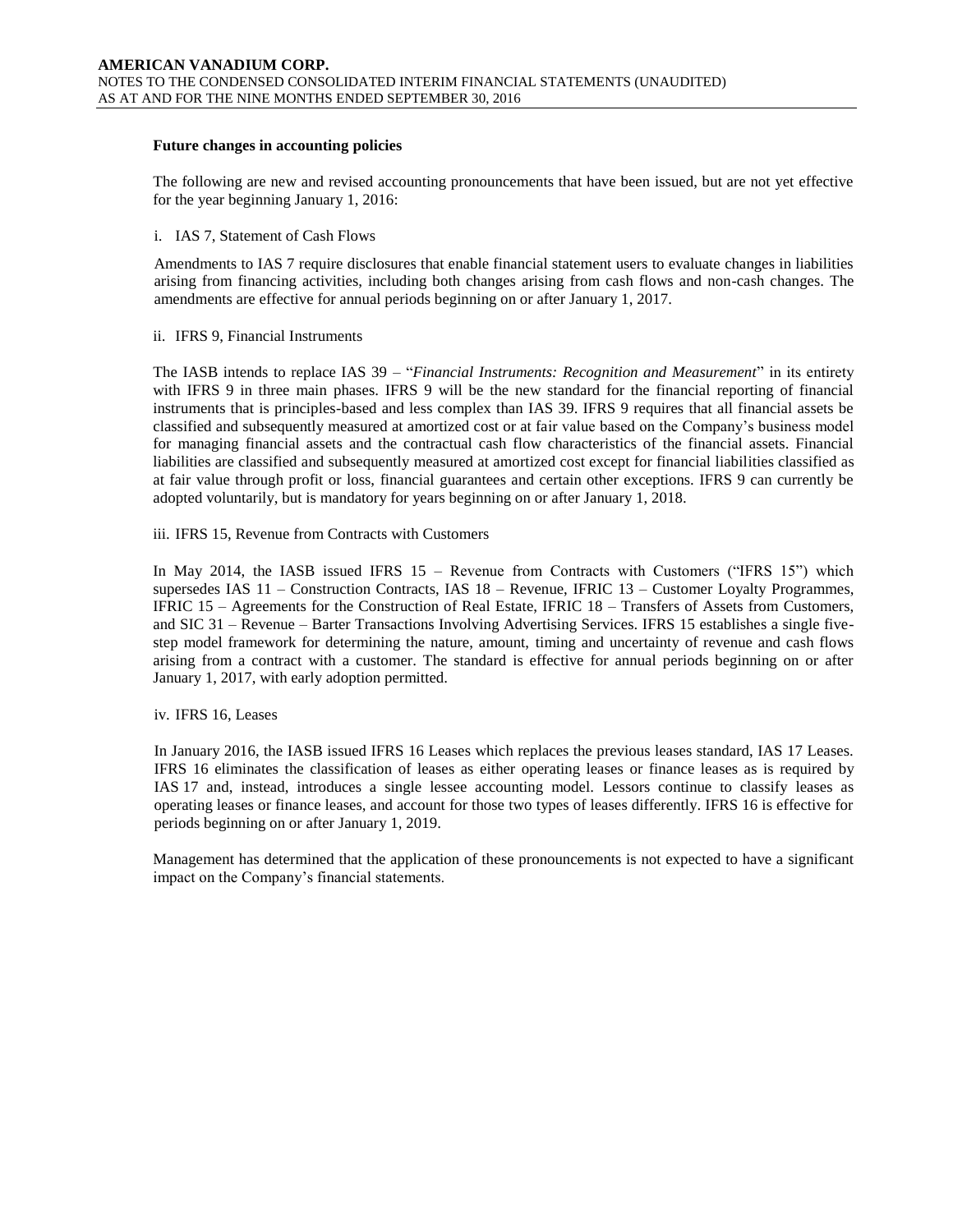**Future changes in accounting policies**

The following are new and revised accounting pronouncements that have been issued, but are not yet effective for the year beginning January 1, 2016:

i. IAS 7, Statement of Cash Flows

Amendments to IAS 7 require disclosures that enable financial statement users to evaluate changes in liabilities arising from financing activities, including both changes arising from cash flows and non-cash changes. The amendments are effective for annual periods beginning on or after January 1, 2017.

ii. IFRS 9, Financial Instruments

The IASB intends to replace IAS 39 – "*Financial Instruments: Recognition and Measurement*" in its entirety with IFRS 9 in three main phases. IFRS 9 will be the new standard for the financial reporting of financial instruments that is principles-based and less complex than IAS 39. IFRS 9 requires that all financial assets be classified and subsequently measured at amortized cost or at fair value based on the Company's business model for managing financial assets and the contractual cash flow characteristics of the financial assets. Financial liabilities are classified and subsequently measured at amortized cost except for financial liabilities classified as at fair value through profit or loss, financial guarantees and certain other exceptions. IFRS 9 can currently be adopted voluntarily, but is mandatory for years beginning on or after January 1, 2018.

iii. IFRS 15, Revenue from Contracts with Customers

In May 2014, the IASB issued IFRS 15 – Revenue from Contracts with Customers ("IFRS 15") which supersedes IAS 11 – Construction Contracts, IAS 18 – Revenue, IFRIC 13 – Customer Loyalty Programmes, IFRIC 15 – Agreements for the Construction of Real Estate, IFRIC 18 – Transfers of Assets from Customers, and SIC 31 – Revenue – Barter Transactions Involving Advertising Services. IFRS 15 establishes a single five-step model framework for determining the nature, amount, timing and uncertainty of revenue and cash flows arising from a contract with a customer. The standard is effective for annual periods beginning on or after January 1, 2017, with early adoption permitted.

iv. IFRS 16, Leases

In January 2016, the IASB issued IFRS 16 Leases which replaces the previous leases standard, IAS 17 Leases. IFRS 16 eliminates the classification of leases as either operating leases or finance leases as is required by IAS 17 and, instead, introduces a single lessee accounting model. Lessors continue to classify leases as operating leases or finance leases, and account for those two types of leases differently. IFRS 16 is effective for periods beginning on or after January 1, 2019.

Management has determined that the application of these pronouncements is not expected to have a significant impact on the Company's financial statements.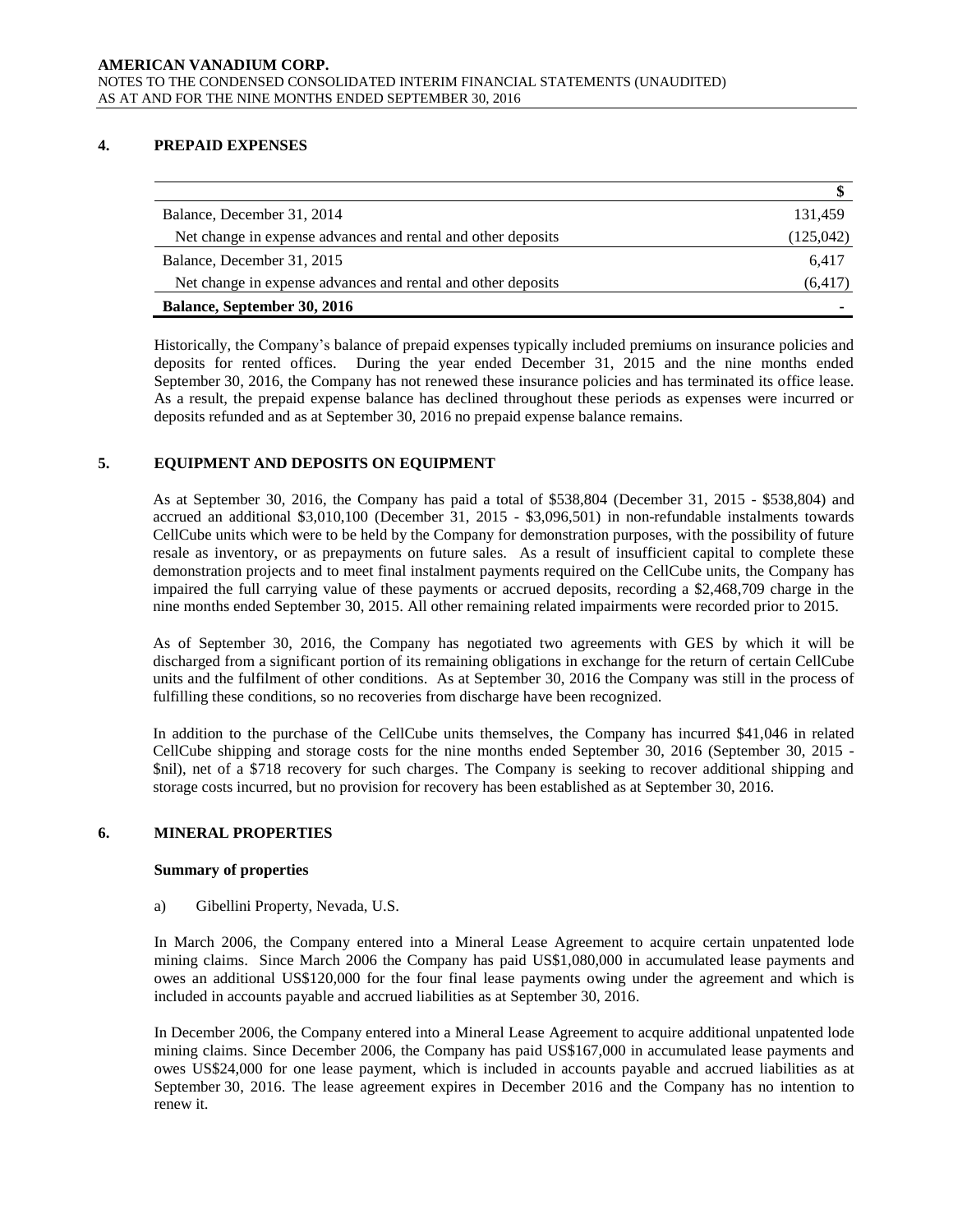## 4. PREPAID EXPENSES

| | $ |
|---|---|
| Balance, December 31, 2014 | 131,459 |
| Net change in expense advances and rental and other deposits | (125,042) |
| Balance, December 31, 2015 | 6,417 |
| Net change in expense advances and rental and other deposits | (6,417) |
| **Balance, September 30, 2016** | **-** |

Historically, the Company's balance of prepaid expenses typically included premiums on insurance policies and deposits for rented offices. During the year ended December 31, 2015 and the nine months ended September 30, 2016, the Company has not renewed these insurance policies and has terminated its office lease. As a result, the prepaid expense balance has declined throughout these periods as expenses were incurred or deposits refunded and as at September 30, 2016 no prepaid expense balance remains.

## 5. EQUIPMENT AND DEPOSITS ON EQUIPMENT

As at September 30, 2016, the Company has paid a total of $538,804 (December 31, 2015 - $538,804) and accrued an additional $3,010,100 (December 31, 2015 - $3,096,501) in non-refundable instalments towards CellCube units which were to be held by the Company for demonstration purposes, with the possibility of future resale as inventory, or as prepayments on future sales. As a result of insufficient capital to complete these demonstration projects and to meet final instalment payments required on the CellCube units, the Company has impaired the full carrying value of these payments or accrued deposits, recording a $2,468,709 charge in the nine months ended September 30, 2015. All other remaining related impairments were recorded prior to 2015.

As of September 30, 2016, the Company has negotiated two agreements with GES by which it will be discharged from a significant portion of its remaining obligations in exchange for the return of certain CellCube units and the fulfilment of other conditions. As at September 30, 2016 the Company was still in the process of fulfilling these conditions, so no recoveries from discharge have been recognized.

In addition to the purchase of the CellCube units themselves, the Company has incurred $41,046 in related CellCube shipping and storage costs for the nine months ended September 30, 2016 (September 30, 2015 - $nil), net of a $718 recovery for such charges. The Company is seeking to recover additional shipping and storage costs incurred, but no provision for recovery has been established as at September 30, 2016.

## 6. MINERAL PROPERTIES

### Summary of properties

a) Gibellini Property, Nevada, U.S.

In March 2006, the Company entered into a Mineral Lease Agreement to acquire certain unpatented lode mining claims. Since March 2006 the Company has paid US$1,080,000 in accumulated lease payments and owes an additional US$120,000 for the four final lease payments owing under the agreement and which is included in accounts payable and accrued liabilities as at September 30, 2016.

In December 2006, the Company entered into a Mineral Lease Agreement to acquire additional unpatented lode mining claims. Since December 2006, the Company has paid US$167,000 in accumulated lease payments and owes US$24,000 for one lease payment, which is included in accounts payable and accrued liabilities as at September 30, 2016. The lease agreement expires in December 2016 and the Company has no intention to renew it.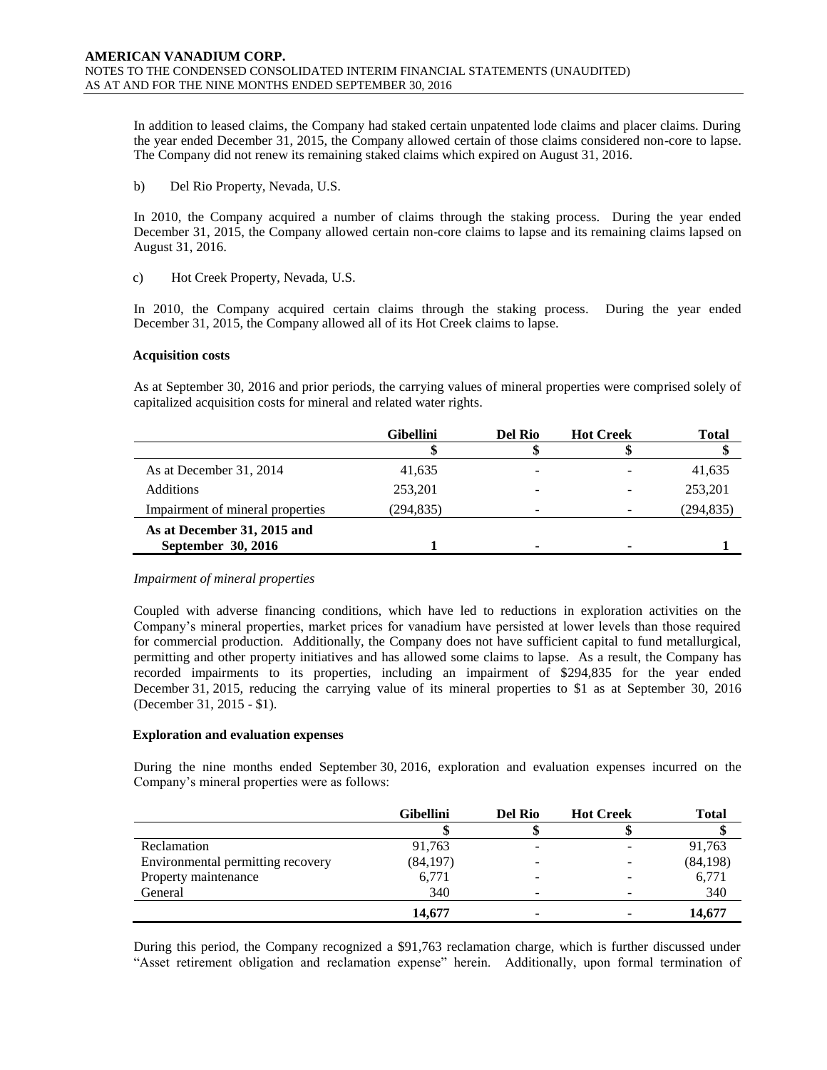In addition to leased claims, the Company had staked certain unpatented lode claims and placer claims. During the year ended December 31, 2015, the Company allowed certain of those claims considered non-core to lapse. The Company did not renew its remaining staked claims which expired on August 31, 2016.

b) Del Rio Property, Nevada, U.S.

In 2010, the Company acquired a number of claims through the staking process. During the year ended December 31, 2015, the Company allowed certain non-core claims to lapse and its remaining claims lapsed on August 31, 2016.

c) Hot Creek Property, Nevada, U.S.

In 2010, the Company acquired certain claims through the staking process. During the year ended December 31, 2015, the Company allowed all of its Hot Creek claims to lapse.

**Acquisition costs**

As at September 30, 2016 and prior periods, the carrying values of mineral properties were comprised solely of capitalized acquisition costs for mineral and related water rights.

| | Gibellini | Del Rio | Hot Creek | Total |
|---|---|---|---|---|
| | $ | $ | $ | $ |
| As at December 31, 2014 | 41,635 | - | - | 41,635 |
| Additions | 253,201 | - | - | 253,201 |
| Impairment of mineral properties | (294,835) | - | - | (294,835) |
| **As at December 31, 2015 and September 30, 2016** | **1** | **-** | **-** | **1** |

*Impairment of mineral properties*

Coupled with adverse financing conditions, which have led to reductions in exploration activities on the Company's mineral properties, market prices for vanadium have persisted at lower levels than those required for commercial production. Additionally, the Company does not have sufficient capital to fund metallurgical, permitting and other property initiatives and has allowed some claims to lapse. As a result, the Company has recorded impairments to its properties, including an impairment of $294,835 for the year ended December 31, 2015, reducing the carrying value of its mineral properties to $1 as at September 30, 2016 (December 31, 2015 - $1).

**Exploration and evaluation expenses**

During the nine months ended September 30, 2016, exploration and evaluation expenses incurred on the Company's mineral properties were as follows:

| | Gibellini | Del Rio | Hot Creek | Total |
|---|---|---|---|---|
| | $ | $ | $ | $ |
| Reclamation | 91,763 | - | - | 91,763 |
| Environmental permitting recovery | (84,197) | - | - | (84,198) |
| Property maintenance | 6,771 | - | - | 6,771 |
| General | 340 | - | - | 340 |
| | **14,677** | **-** | **-** | **14,677** |

During this period, the Company recognized a $91,763 reclamation charge, which is further discussed under "Asset retirement obligation and reclamation expense" herein. Additionally, upon formal termination of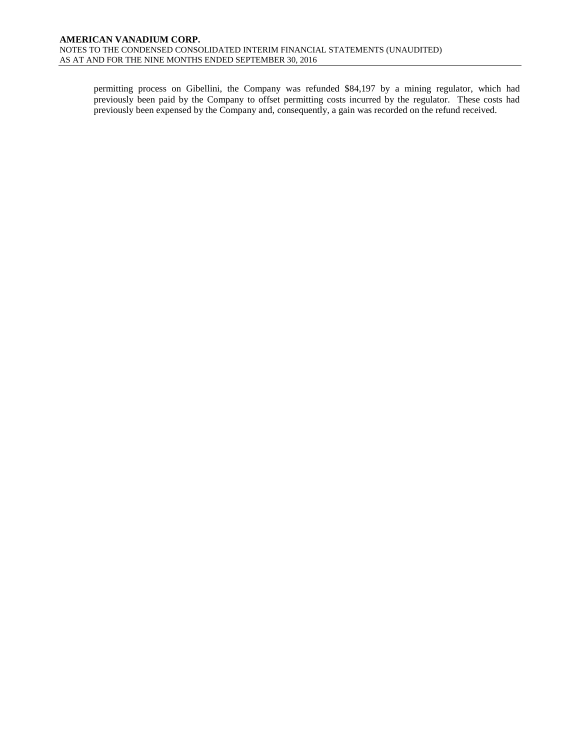permitting process on Gibellini, the Company was refunded $84,197 by a mining regulator, which had previously been paid by the Company to offset permitting costs incurred by the regulator. These costs had previously been expensed by the Company and, consequently, a gain was recorded on the refund received.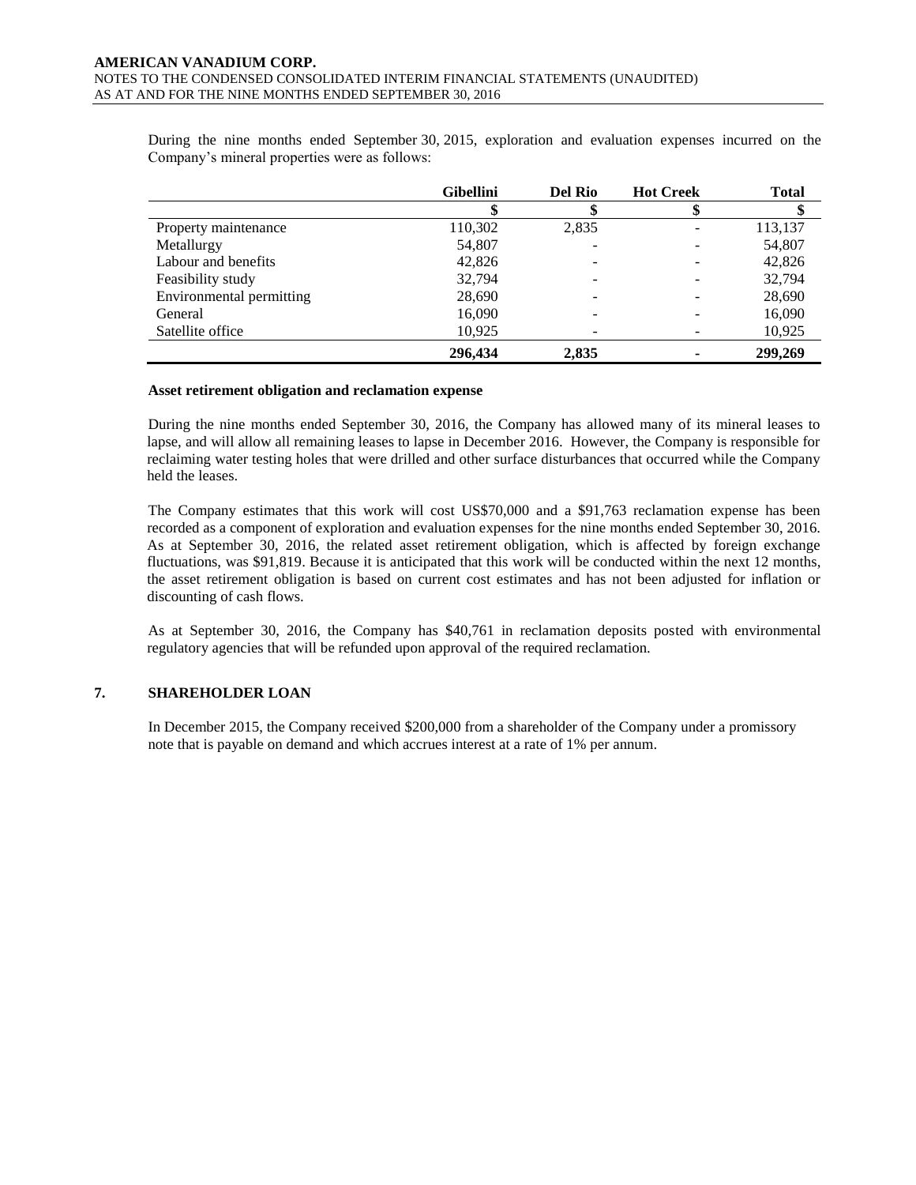During the nine months ended September 30, 2015, exploration and evaluation expenses incurred on the Company's mineral properties were as follows:

| | Gibellini | Del Rio | Hot Creek | Total |
|---|---|---|---|---|
| | $ | $ | $ | $ |
| Property maintenance | 110,302 | 2,835 | - | 113,137 |
| Metallurgy | 54,807 | - | - | 54,807 |
| Labour and benefits | 42,826 | - | - | 42,826 |
| Feasibility study | 32,794 | - | - | 32,794 |
| Environmental permitting | 28,690 | - | - | 28,690 |
| General | 16,090 | - | - | 16,090 |
| Satellite office | 10,925 | - | - | 10,925 |
| | **296,434** | **2,835** | **-** | **299,269** |

**Asset retirement obligation and reclamation expense**

During the nine months ended September 30, 2016, the Company has allowed many of its mineral leases to lapse, and will allow all remaining leases to lapse in December 2016. However, the Company is responsible for reclaiming water testing holes that were drilled and other surface disturbances that occurred while the Company held the leases.

The Company estimates that this work will cost US$70,000 and a $91,763 reclamation expense has been recorded as a component of exploration and evaluation expenses for the nine months ended September 30, 2016. As at September 30, 2016, the related asset retirement obligation, which is affected by foreign exchange fluctuations, was $91,819. Because it is anticipated that this work will be conducted within the next 12 months, the asset retirement obligation is based on current cost estimates and has not been adjusted for inflation or discounting of cash flows.

As at September 30, 2016, the Company has $40,761 in reclamation deposits posted with environmental regulatory agencies that will be refunded upon approval of the required reclamation.

## 7. SHAREHOLDER LOAN

In December 2015, the Company received $200,000 from a shareholder of the Company under a promissory note that is payable on demand and which accrues interest at a rate of 1% per annum.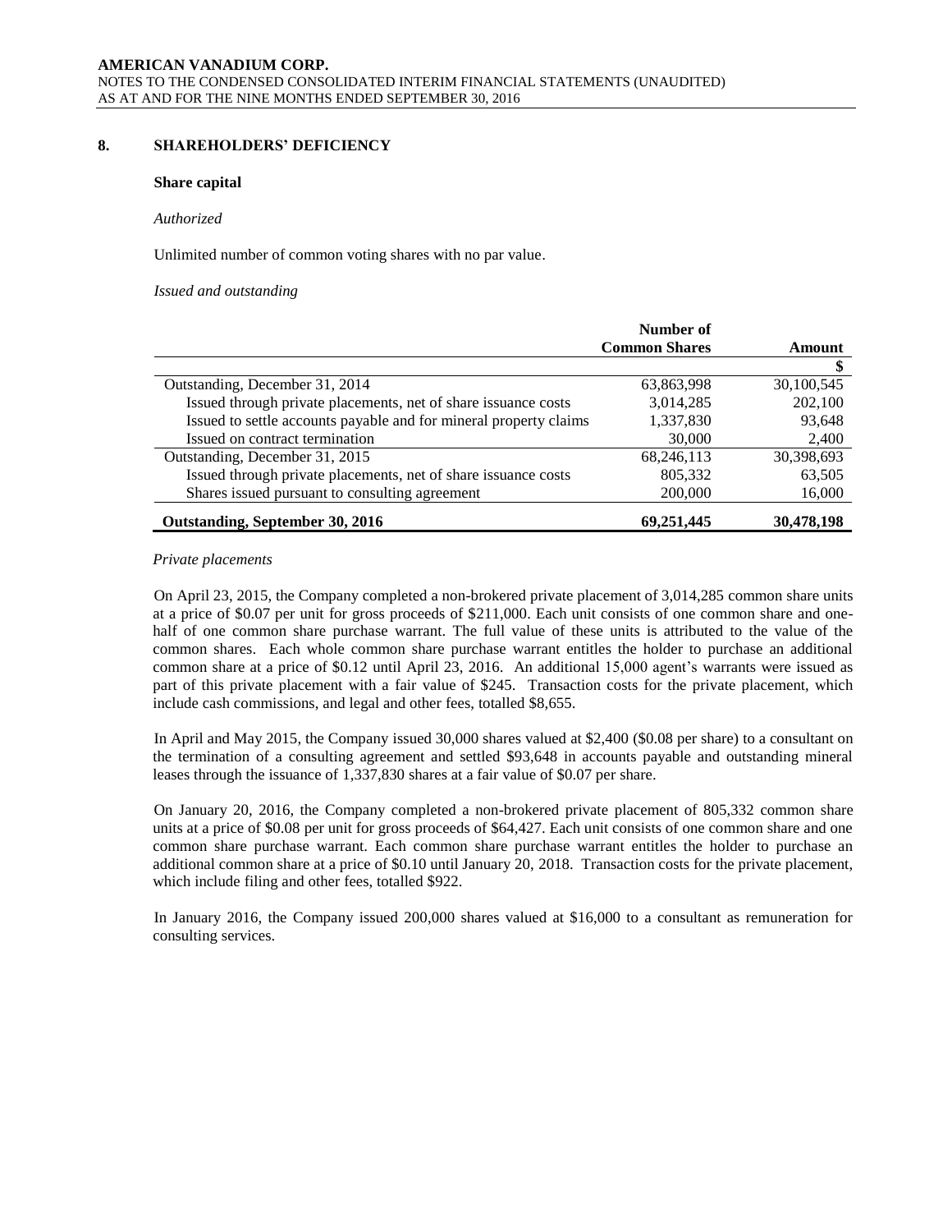## 8. SHAREHOLDERS' DEFICIENCY

**Share capital**

*Authorized*

Unlimited number of common voting shares with no par value.

*Issued and outstanding*

| | Number of Common Shares | Amount |
|---|---|---|
| | | $ |
| Outstanding, December 31, 2014 | 63,863,998 | 30,100,545 |
| Issued through private placements, net of share issuance costs | 3,014,285 | 202,100 |
| Issued to settle accounts payable and for mineral property claims | 1,337,830 | 93,648 |
| Issued on contract termination | 30,000 | 2,400 |
| Outstanding, December 31, 2015 | 68,246,113 | 30,398,693 |
| Issued through private placements, net of share issuance costs | 805,332 | 63,505 |
| Shares issued pursuant to consulting agreement | 200,000 | 16,000 |
| **Outstanding, September 30, 2016** | **69,251,445** | **30,478,198** |

*Private placements*

On April 23, 2015, the Company completed a non-brokered private placement of 3,014,285 common share units at a price of $0.07 per unit for gross proceeds of $211,000. Each unit consists of one common share and one-half of one common share purchase warrant. The full value of these units is attributed to the value of the common shares. Each whole common share purchase warrant entitles the holder to purchase an additional common share at a price of $0.12 until April 23, 2016. An additional 15,000 agent's warrants were issued as part of this private placement with a fair value of $245. Transaction costs for the private placement, which include cash commissions, and legal and other fees, totalled $8,655.

In April and May 2015, the Company issued 30,000 shares valued at $2,400 ($0.08 per share) to a consultant on the termination of a consulting agreement and settled $93,648 in accounts payable and outstanding mineral leases through the issuance of 1,337,830 shares at a fair value of $0.07 per share.

On January 20, 2016, the Company completed a non-brokered private placement of 805,332 common share units at a price of $0.08 per unit for gross proceeds of $64,427. Each unit consists of one common share and one common share purchase warrant. Each common share purchase warrant entitles the holder to purchase an additional common share at a price of $0.10 until January 20, 2018. Transaction costs for the private placement, which include filing and other fees, totalled $922.

In January 2016, the Company issued 200,000 shares valued at $16,000 to a consultant as remuneration for consulting services.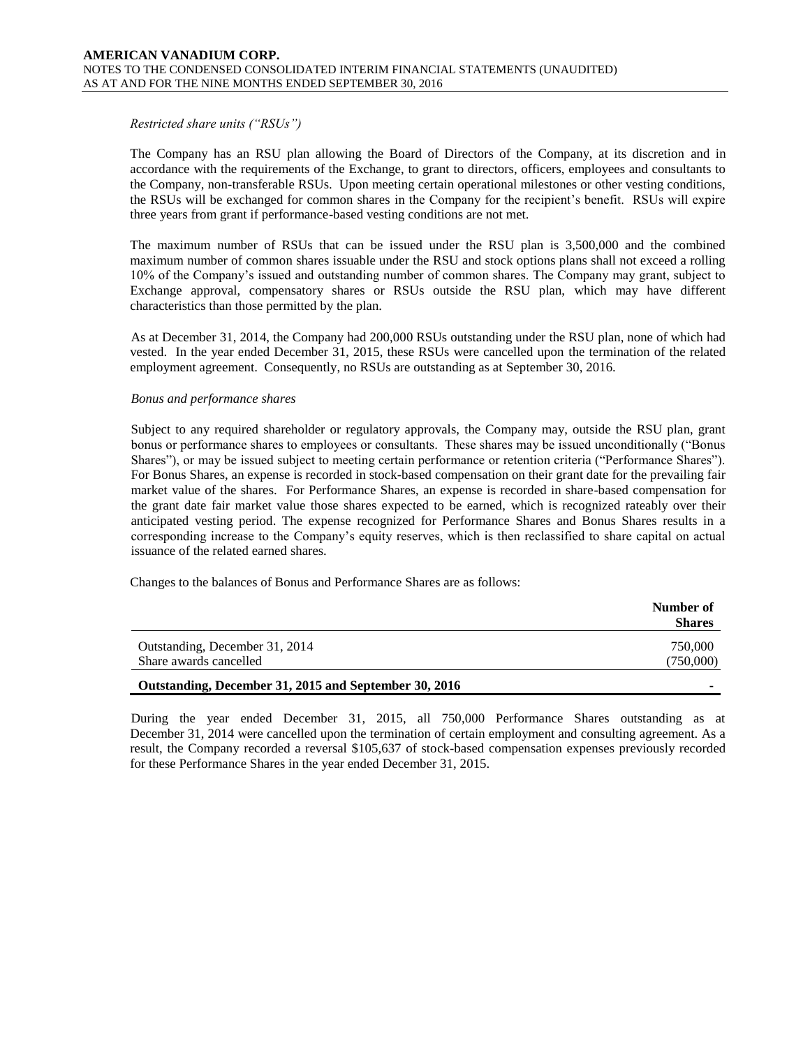*Restricted share units ("RSUs")*

The Company has an RSU plan allowing the Board of Directors of the Company, at its discretion and in accordance with the requirements of the Exchange, to grant to directors, officers, employees and consultants to the Company, non-transferable RSUs. Upon meeting certain operational milestones or other vesting conditions, the RSUs will be exchanged for common shares in the Company for the recipient's benefit. RSUs will expire three years from grant if performance-based vesting conditions are not met.

The maximum number of RSUs that can be issued under the RSU plan is 3,500,000 and the combined maximum number of common shares issuable under the RSU and stock options plans shall not exceed a rolling 10% of the Company's issued and outstanding number of common shares. The Company may grant, subject to Exchange approval, compensatory shares or RSUs outside the RSU plan, which may have different characteristics than those permitted by the plan.

As at December 31, 2014, the Company had 200,000 RSUs outstanding under the RSU plan, none of which had vested. In the year ended December 31, 2015, these RSUs were cancelled upon the termination of the related employment agreement. Consequently, no RSUs are outstanding as at September 30, 2016.

*Bonus and performance shares*

Subject to any required shareholder or regulatory approvals, the Company may, outside the RSU plan, grant bonus or performance shares to employees or consultants. These shares may be issued unconditionally ("Bonus Shares"), or may be issued subject to meeting certain performance or retention criteria ("Performance Shares"). For Bonus Shares, an expense is recorded in stock-based compensation on their grant date for the prevailing fair market value of the shares. For Performance Shares, an expense is recorded in share-based compensation for the grant date fair market value those shares expected to be earned, which is recognized rateably over their anticipated vesting period. The expense recognized for Performance Shares and Bonus Shares results in a corresponding increase to the Company's equity reserves, which is then reclassified to share capital on actual issuance of the related earned shares.

Changes to the balances of Bonus and Performance Shares are as follows:

| | Number of Shares |
|---|---|
| Outstanding, December 31, 2014 | 750,000 |
| Share awards cancelled | (750,000) |
| **Outstanding, December 31, 2015 and September 30, 2016** | - |

During the year ended December 31, 2015, all 750,000 Performance Shares outstanding as at December 31, 2014 were cancelled upon the termination of certain employment and consulting agreement. As a result, the Company recorded a reversal $105,637 of stock-based compensation expenses previously recorded for these Performance Shares in the year ended December 31, 2015.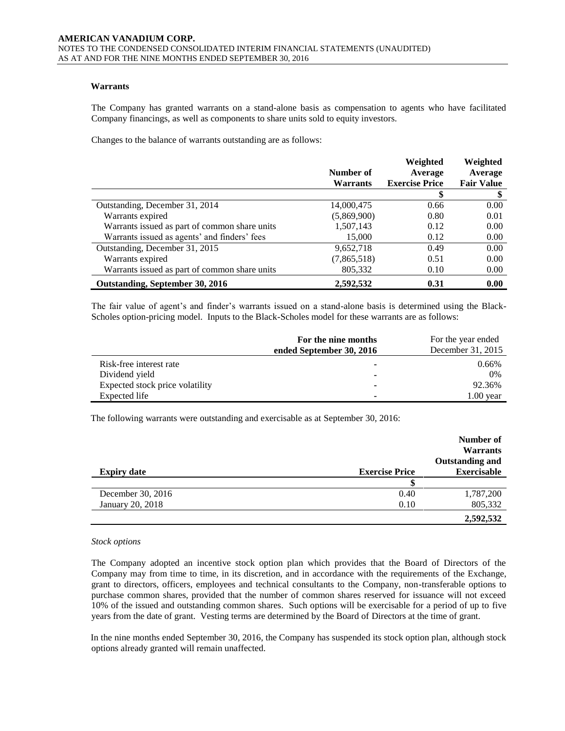**Warrants**

The Company has granted warrants on a stand-alone basis as compensation to agents who have facilitated Company financings, as well as components to share units sold to equity investors.

Changes to the balance of warrants outstanding are as follows:

| | Number of Warrants | Weighted Average Exercise Price | Weighted Average Fair Value |
|---|---|---|---|
| | | $ | $ |
| Outstanding, December 31, 2014 | 14,000,475 | 0.66 | 0.00 |
| Warrants expired | (5,869,900) | 0.80 | 0.01 |
| Warrants issued as part of common share units | 1,507,143 | 0.12 | 0.00 |
| Warrants issued as agents' and finders' fees | 15,000 | 0.12 | 0.00 |
| Outstanding, December 31, 2015 | 9,652,718 | 0.49 | 0.00 |
| Warrants expired | (7,865,518) | 0.51 | 0.00 |
| Warrants issued as part of common share units | 805,332 | 0.10 | 0.00 |
| **Outstanding, September 30, 2016** | **2,592,532** | **0.31** | **0.00** |

The fair value of agent's and finder's warrants issued on a stand-alone basis is determined using the Black-Scholes option-pricing model. Inputs to the Black-Scholes model for these warrants are as follows:

| | For the nine months ended September 30, 2016 | For the year ended December 31, 2015 |
|---|---|---|
| Risk-free interest rate | - | 0.66% |
| Dividend yield | - | 0% |
| Expected stock price volatility | - | 92.36% |
| Expected life | - | 1.00 year |

The following warrants were outstanding and exercisable as at September 30, 2016:

| Expiry date | Exercise Price | Number of Warrants Outstanding and Exercisable |
|---|---|---|
| | $ | |
| December 30, 2016 | 0.40 | 1,787,200 |
| January 20, 2018 | 0.10 | 805,332 |
| | | **2,592,532** |

*Stock options*

The Company adopted an incentive stock option plan which provides that the Board of Directors of the Company may from time to time, in its discretion, and in accordance with the requirements of the Exchange, grant to directors, officers, employees and technical consultants to the Company, non-transferable options to purchase common shares, provided that the number of common shares reserved for issuance will not exceed 10% of the issued and outstanding common shares. Such options will be exercisable for a period of up to five years from the date of grant. Vesting terms are determined by the Board of Directors at the time of grant.

In the nine months ended September 30, 2016, the Company has suspended its stock option plan, although stock options already granted will remain unaffected.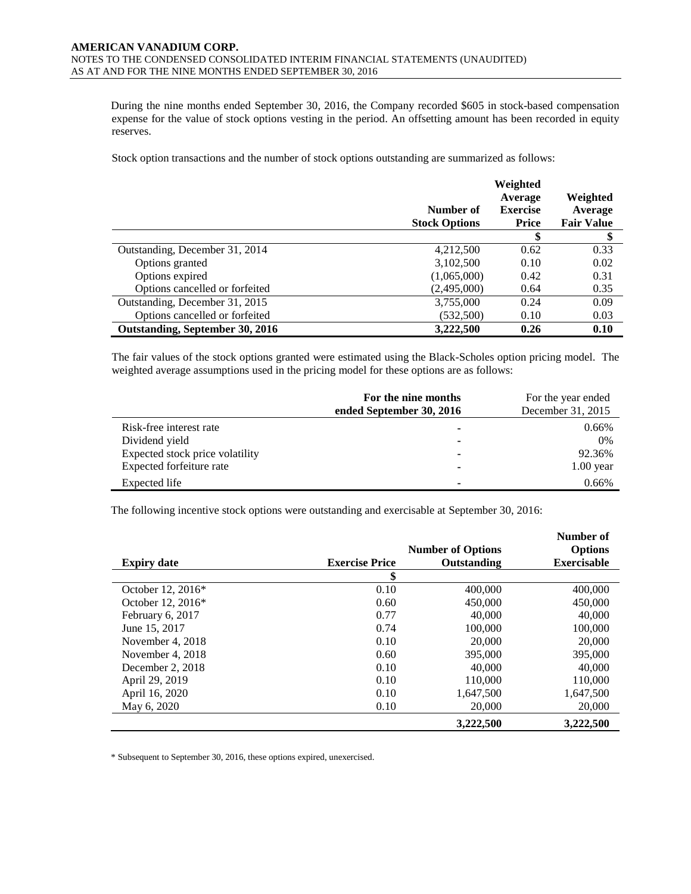During the nine months ended September 30, 2016, the Company recorded $605 in stock-based compensation expense for the value of stock options vesting in the period. An offsetting amount has been recorded in equity reserves.

Stock option transactions and the number of stock options outstanding are summarized as follows:

| | Number of Stock Options | Weighted Average Exercise Price | Weighted Average Fair Value |
|---|---|---|---|
| | | $ | $ |
| Outstanding, December 31, 2014 | 4,212,500 | 0.62 | 0.33 |
| Options granted | 3,102,500 | 0.10 | 0.02 |
| Options expired | (1,065,000) | 0.42 | 0.31 |
| Options cancelled or forfeited | (2,495,000) | 0.64 | 0.35 |
| Outstanding, December 31, 2015 | 3,755,000 | 0.24 | 0.09 |
| Options cancelled or forfeited | (532,500) | 0.10 | 0.03 |
| **Outstanding, September 30, 2016** | **3,222,500** | **0.26** | **0.10** |

The fair values of the stock options granted were estimated using the Black-Scholes option pricing model. The weighted average assumptions used in the pricing model for these options are as follows:

| | **For the nine months ended September 30, 2016** | For the year ended December 31, 2015 |
|---|---|---|
| Risk-free interest rate | - | 0.66% |
| Dividend yield | - | 0% |
| Expected stock price volatility | - | 92.36% |
| Expected forfeiture rate | - | 1.00 year |
| Expected life | - | 0.66% |

The following incentive stock options were outstanding and exercisable at September 30, 2016:

| Expiry date | Exercise Price | Number of Options Outstanding | Number of Options Exercisable |
|---|---|---|---|
| | $ | | |
| October 12, 2016* | 0.10 | 400,000 | 400,000 |
| October 12, 2016* | 0.60 | 450,000 | 450,000 |
| February 6, 2017 | 0.77 | 40,000 | 40,000 |
| June 15, 2017 | 0.74 | 100,000 | 100,000 |
| November 4, 2018 | 0.10 | 20,000 | 20,000 |
| November 4, 2018 | 0.60 | 395,000 | 395,000 |
| December 2, 2018 | 0.10 | 40,000 | 40,000 |
| April 29, 2019 | 0.10 | 110,000 | 110,000 |
| April 16, 2020 | 0.10 | 1,647,500 | 1,647,500 |
| May 6, 2020 | 0.10 | 20,000 | 20,000 |
| | | **3,222,500** | **3,222,500** |

* Subsequent to September 30, 2016, these options expired, unexercised.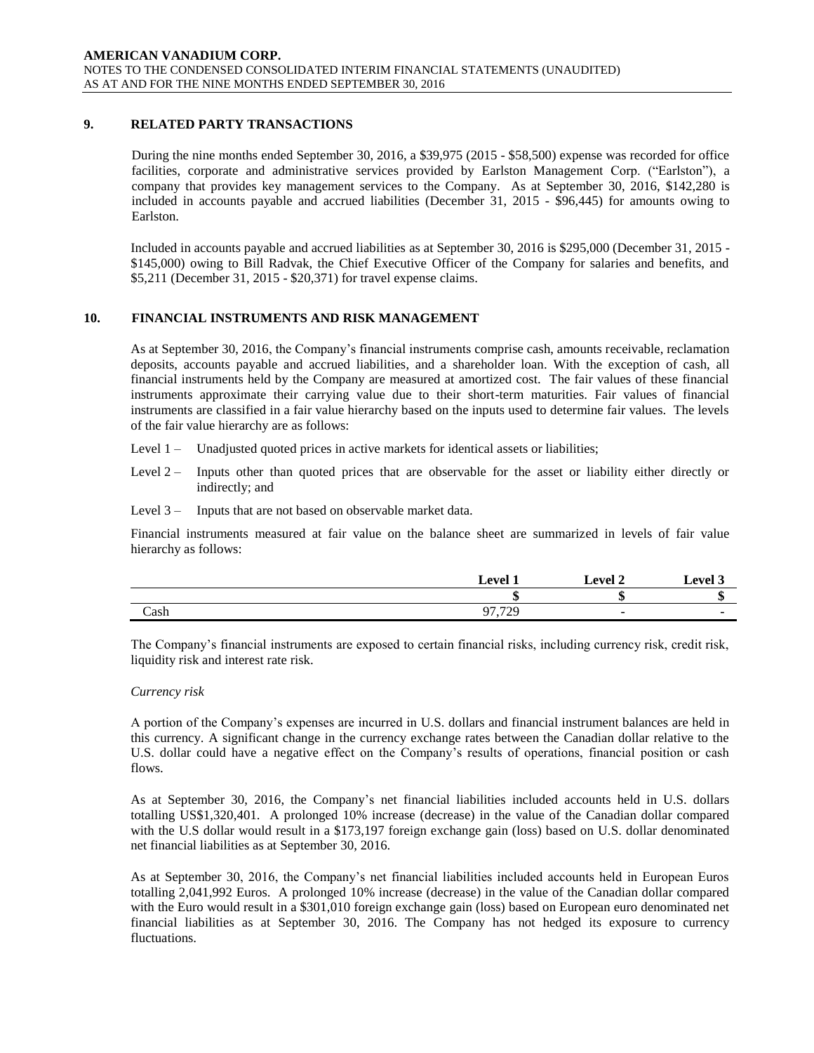## 9. RELATED PARTY TRANSACTIONS

During the nine months ended September 30, 2016, a \$39,975 (2015 - \$58,500) expense was recorded for office facilities, corporate and administrative services provided by Earlston Management Corp. ("Earlston"), a company that provides key management services to the Company. As at September 30, 2016, \$142,280 is included in accounts payable and accrued liabilities (December 31, 2015 - \$96,445) for amounts owing to Earlston.

Included in accounts payable and accrued liabilities as at September 30, 2016 is \$295,000 (December 31, 2015 - \$145,000) owing to Bill Radvak, the Chief Executive Officer of the Company for salaries and benefits, and \$5,211 (December 31, 2015 - \$20,371) for travel expense claims.

## 10. FINANCIAL INSTRUMENTS AND RISK MANAGEMENT

As at September 30, 2016, the Company's financial instruments comprise cash, amounts receivable, reclamation deposits, accounts payable and accrued liabilities, and a shareholder loan. With the exception of cash, all financial instruments held by the Company are measured at amortized cost. The fair values of these financial instruments approximate their carrying value due to their short-term maturities. Fair values of financial instruments are classified in a fair value hierarchy based on the inputs used to determine fair values. The levels of the fair value hierarchy are as follows:

Level 1 – Unadjusted quoted prices in active markets for identical assets or liabilities;

Level 2 – Inputs other than quoted prices that are observable for the asset or liability either directly or indirectly; and

Level 3 – Inputs that are not based on observable market data.

Financial instruments measured at fair value on the balance sheet are summarized in levels of fair value hierarchy as follows:

| | Level 1 | Level 2 | Level 3 |
|---|---|---|---|
| | \$ | \$ | \$ |
| Cash | 97,729 | - | - |

The Company's financial instruments are exposed to certain financial risks, including currency risk, credit risk, liquidity risk and interest rate risk.

*Currency risk*

A portion of the Company's expenses are incurred in U.S. dollars and financial instrument balances are held in this currency. A significant change in the currency exchange rates between the Canadian dollar relative to the U.S. dollar could have a negative effect on the Company's results of operations, financial position or cash flows.

As at September 30, 2016, the Company's net financial liabilities included accounts held in U.S. dollars totalling US\$1,320,401. A prolonged 10% increase (decrease) in the value of the Canadian dollar compared with the U.S dollar would result in a \$173,197 foreign exchange gain (loss) based on U.S. dollar denominated net financial liabilities as at September 30, 2016.

As at September 30, 2016, the Company's net financial liabilities included accounts held in European Euros totalling 2,041,992 Euros. A prolonged 10% increase (decrease) in the value of the Canadian dollar compared with the Euro would result in a \$301,010 foreign exchange gain (loss) based on European euro denominated net financial liabilities as at September 30, 2016. The Company has not hedged its exposure to currency fluctuations.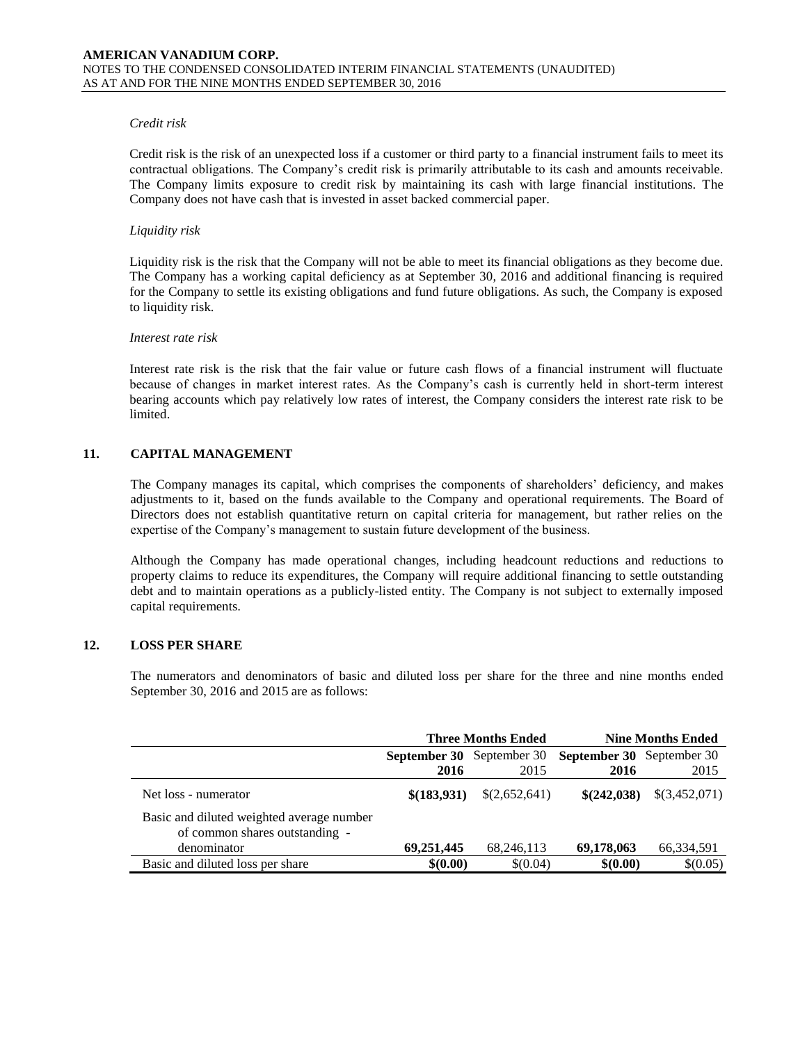*Credit risk*

Credit risk is the risk of an unexpected loss if a customer or third party to a financial instrument fails to meet its contractual obligations. The Company's credit risk is primarily attributable to its cash and amounts receivable. The Company limits exposure to credit risk by maintaining its cash with large financial institutions. The Company does not have cash that is invested in asset backed commercial paper.

*Liquidity risk*

Liquidity risk is the risk that the Company will not be able to meet its financial obligations as they become due. The Company has a working capital deficiency as at September 30, 2016 and additional financing is required for the Company to settle its existing obligations and fund future obligations. As such, the Company is exposed to liquidity risk.

*Interest rate risk*

Interest rate risk is the risk that the fair value or future cash flows of a financial instrument will fluctuate because of changes in market interest rates. As the Company's cash is currently held in short-term interest bearing accounts which pay relatively low rates of interest, the Company considers the interest rate risk to be limited.

## 11. CAPITAL MANAGEMENT

The Company manages its capital, which comprises the components of shareholders' deficiency, and makes adjustments to it, based on the funds available to the Company and operational requirements. The Board of Directors does not establish quantitative return on capital criteria for management, but rather relies on the expertise of the Company's management to sustain future development of the business.

Although the Company has made operational changes, including headcount reductions and reductions to property claims to reduce its expenditures, the Company will require additional financing to settle outstanding debt and to maintain operations as a publicly-listed entity. The Company is not subject to externally imposed capital requirements.

## 12. LOSS PER SHARE

The numerators and denominators of basic and diluted loss per share for the three and nine months ended September 30, 2016 and 2015 are as follows:

| | Three Months Ended | | Nine Months Ended | |
|---|---|---|---|---|
| | **September 30 2016** | September 30 2015 | **September 30 2016** | September 30 2015 |
| Net loss - numerator | **$(183,931)** | $(2,652,641) | **$(242,038)** | $(3,452,071) |
| Basic and diluted weighted average number of common shares outstanding - denominator | **69,251,445** | 68,246,113 | **69,178,063** | 66,334,591 |
| Basic and diluted loss per share | **$(0.00)** | $(0.04) | **$(0.00)** | $(0.05) |